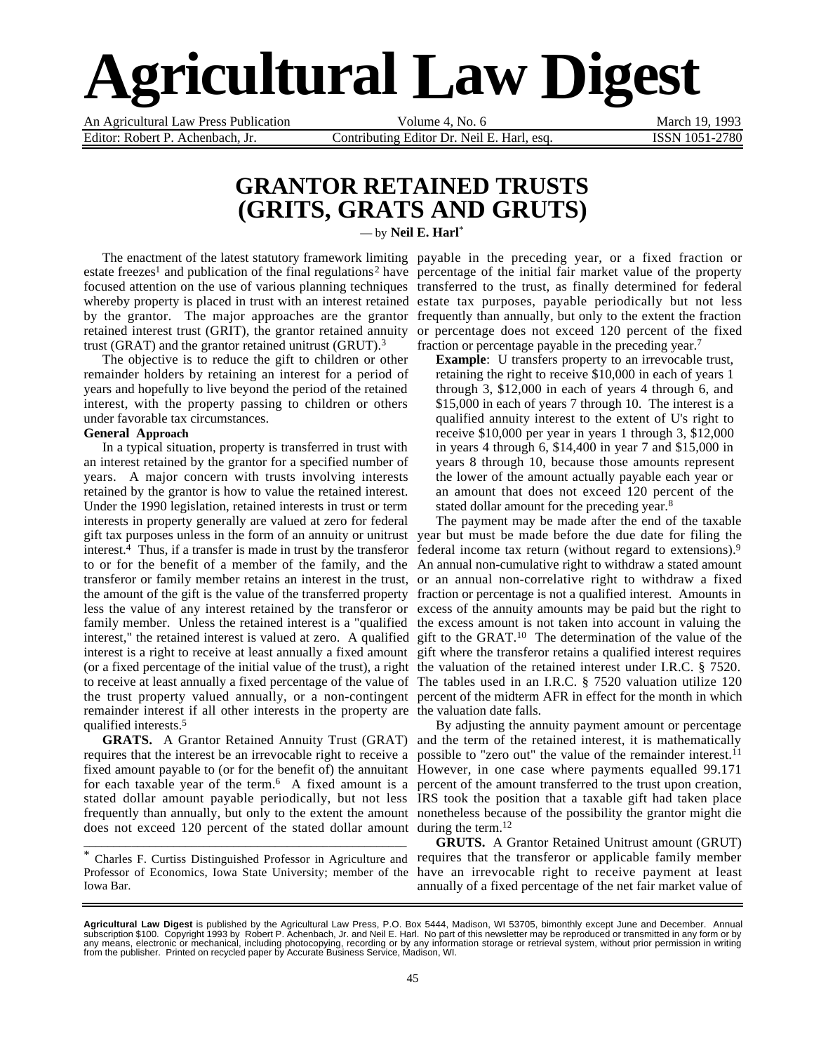# Agricultural Law Digest

An Agricultural Law Press Publication | Volume 4, No. 6 | March 19, 1993

Editor: Robert P. Achenbach, Jr. | Contributing Editor Dr. Neil E. Harl, esq. | ISSN 1051-2780

## GRANTOR RETAINED TRUSTS (GRITS, GRATS AND GRUTS)

— by **Neil E. Harl***

The enactment of the latest statutory framework limiting estate freezes[1] and publication of the final regulations[2] have focused attention on the use of various planning techniques whereby property is placed in trust with an interest retained by the grantor. The major approaches are the grantor retained interest trust (GRIT), the grantor retained annuity trust (GRAT) and the grantor retained unitrust (GRUT).[3]

The objective is to reduce the gift to children or other remainder holders by retaining an interest for a period of years and hopefully to live beyond the period of the retained interest, with the property passing to children or others under favorable tax circumstances.

**General Approach**

In a typical situation, property is transferred in trust with an interest retained by the grantor for a specified number of years. A major concern with trusts involving interests retained by the grantor is how to value the retained interest. Under the 1990 legislation, retained interests in trust or term interests in property generally are valued at zero for federal gift tax purposes unless in the form of an annuity or unitrust interest.[4] Thus, if a transfer is made in trust by the transferor to or for the benefit of a member of the family, and the transferor or family member retains an interest in the trust, the amount of the gift is the value of the transferred property less the value of any interest retained by the transferor or family member. Unless the retained interest is a "qualified interest," the retained interest is valued at zero. A qualified interest is a right to receive at least annually a fixed amount (or a fixed percentage of the initial value of the trust), a right to receive at least annually a fixed percentage of the value of the trust property valued annually, or a non-contingent remainder interest if all other interests in the property are qualified interests.[5]

**GRATS.** A Grantor Retained Annuity Trust (GRAT) requires that the interest be an irrevocable right to receive a fixed amount payable to (or for the benefit of) the annuitant for each taxable year of the term.[6] A fixed amount is a stated dollar amount payable periodically, but not less frequently than annually, but only to the extent the amount does not exceed 120 percent of the stated dollar amount payable in the preceding year, or a fixed fraction or percentage of the initial fair market value of the property transferred to the trust, as finally determined for federal estate tax purposes, payable periodically but not less frequently than annually, but only to the extent the fraction or percentage does not exceed 120 percent of the fixed fraction or percentage payable in the preceding year.[7]

> **Example**: U transfers property to an irrevocable trust, retaining the right to receive $10,000 in each of years 1 through 3, $12,000 in each of years 4 through 6, and $15,000 in each of years 7 through 10. The interest is a qualified annuity interest to the extent of U's right to receive $10,000 per year in years 1 through 3, $12,000 in years 4 through 6, $14,400 in year 7 and $15,000 in years 8 through 10, because those amounts represent the lower of the amount actually payable each year or an amount that does not exceed 120 percent of the stated dollar amount for the preceding year.[8]

The payment may be made after the end of the taxable year but must be made before the due date for filing the federal income tax return (without regard to extensions).[9] An annual non-cumulative right to withdraw a stated amount or an annual non-correlative right to withdraw a fixed fraction or percentage is not a qualified interest. Amounts in excess of the annuity amounts may be paid but the right to the excess amount is not taken into account in valuing the gift to the GRAT.[10] The determination of the value of the gift where the transferor retains a qualified interest requires the valuation of the retained interest under I.R.C. § 7520. The tables used in an I.R.C. § 7520 valuation utilize 120 percent of the midterm AFR in effect for the month in which the valuation date falls.

By adjusting the annuity payment amount or percentage and the term of the retained interest, it is mathematically possible to "zero out" the value of the remainder interest.[11] However, in one case where payments equalled 99.171 percent of the amount transferred to the trust upon creation, IRS took the position that a taxable gift had taken place nonetheless because of the possibility the grantor might die during the term.[12]

**GRUTS.** A Grantor Retained Unitrust amount (GRUT) requires that the transferor or applicable family member have an irrevocable right to receive payment at least annually of a fixed percentage of the net fair market value of

---

\* Charles F. Curtiss Distinguished Professor in Agriculture and Professor of Economics, Iowa State University; member of the Iowa Bar.

---

**Agricultural Law Digest** is published by the Agricultural Law Press, P.O. Box 5444, Madison, WI 53705, bimonthly except June and December. Annual subscription $100. Copyright 1993 by Robert P. Achenbach, Jr. and Neil E. Harl. No part of this newsletter may be reproduced or transmitted in any form or by any means, electronic or mechanical, including photocopying, recording or by any information storage or retrieval system, without prior permission in writing from the publisher. Printed on recycled paper by Accurate Business Service, Madison, WI.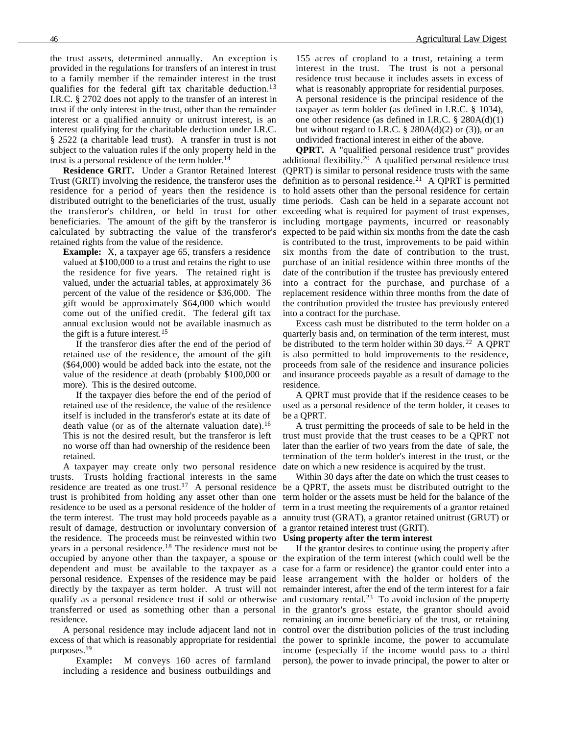the trust assets, determined annually. An exception is provided in the regulations for transfers of an interest in trust to a family member if the remainder interest in the trust qualifies for the federal gift tax charitable deduction.[13] I.R.C. § 2702 does not apply to the transfer of an interest in trust if the only interest in the trust, other than the remainder interest or a qualified annuity or unitrust interest, is an interest qualifying for the charitable deduction under I.R.C. § 2522 (a charitable lead trust). A transfer in trust is not subject to the valuation rules if the only property held in the trust is a personal residence of the term holder.[14]

**Residence GRIT.** Under a Grantor Retained Interest Trust (GRIT) involving the residence, the transferor uses the residence for a period of years then the residence is distributed outright to the beneficiaries of the trust, usually the transferor's children, or held in trust for other beneficiaries. The amount of the gift by the transferor is calculated by subtracting the value of the transferor's retained rights from the value of the residence.

> **Example:** X, a taxpayer age 65, transfers a residence valued at $100,000 to a trust and retains the right to use the residence for five years. The retained right is valued, under the actuarial tables, at approximately 36 percent of the value of the residence or $36,000. The gift would be approximately $64,000 which would come out of the unified credit. The federal gift tax annual exclusion would not be available inasmuch as the gift is a future interest.[15]
>
> If the transferor dies after the end of the period of retained use of the residence, the amount of the gift ($64,000) would be added back into the estate, not the value of the residence at death (probably $100,000 or more). This is the desired outcome.
>
> If the taxpayer dies before the end of the period of retained use of the residence, the value of the residence itself is included in the transferor's estate at its date of death value (or as of the alternate valuation date).[16] This is not the desired result, but the transferor is left no worse off than had ownership of the residence been retained.

A taxpayer may create only two personal residence trusts. Trusts holding fractional interests in the same residence are treated as one trust.[17] A personal residence trust is prohibited from holding any asset other than one residence to be used as a personal residence of the holder of the term interest. The trust may hold proceeds payable as a result of damage, destruction or involuntary conversion of the residence. The proceeds must be reinvested within two years in a personal residence.[18] The residence must not be occupied by anyone other than the taxpayer, a spouse or dependent and must be available to the taxpayer as a personal residence. Expenses of the residence may be paid directly by the taxpayer as term holder. A trust will not qualify as a personal residence trust if sold or otherwise transferred or used as something other than a personal residence.

A personal residence may include adjacent land not in excess of that which is reasonably appropriate for residential purposes.[19]

> Example**:** M conveys 160 acres of farmland including a residence and business outbuildings and 155 acres of cropland to a trust, retaining a term interest in the trust. The trust is not a personal residence trust because it includes assets in excess of what is reasonably appropriate for residential purposes. A personal residence is the principal residence of the taxpayer as term holder (as defined in I.R.C. § 1034), one other residence (as defined in I.R.C. § 280A(d)(1) but without regard to I.R.C. § 280A(d)(2) or (3)), or an undivided fractional interest in either of the above.

**QPRT.** A "qualified personal residence trust" provides additional flexibility.[20] A qualified personal residence trust (QPRT) is similar to personal residence trusts with the same definition as to personal residence.[21] A QPRT is permitted to hold assets other than the personal residence for certain time periods. Cash can be held in a separate account not exceeding what is required for payment of trust expenses, including mortgage payments, incurred or reasonably expected to be paid within six months from the date the cash is contributed to the trust, improvements to be paid within six months from the date of contribution to the trust, purchase of an initial residence within three months of the date of the contribution if the trustee has previously entered into a contract for the purchase, and purchase of a replacement residence within three months from the date of the contribution provided the trustee has previously entered into a contract for the purchase.

Excess cash must be distributed to the term holder on a quarterly basis and, on termination of the term interest, must be distributed to the term holder within 30 days.[22] A QPRT is also permitted to hold improvements to the residence, proceeds from sale of the residence and insurance policies and insurance proceeds payable as a result of damage to the residence.

A QPRT must provide that if the residence ceases to be used as a personal residence of the term holder, it ceases to be a QPRT.

A trust permitting the proceeds of sale to be held in the trust must provide that the trust ceases to be a QPRT not later than the earlier of two years from the date of sale, the termination of the term holder's interest in the trust, or the date on which a new residence is acquired by the trust.

Within 30 days after the date on which the trust ceases to be a QPRT, the assets must be distributed outright to the term holder or the assets must be held for the balance of the term in a trust meeting the requirements of a grantor retained annuity trust (GRAT), a grantor retained unitrust (GRUT) or a grantor retained interest trust (GRIT).

**Using property after the term interest**

If the grantor desires to continue using the property after the expiration of the term interest (which could well be the case for a farm or residence) the grantor could enter into a lease arrangement with the holder or holders of the remainder interest, after the end of the term interest for a fair and customary rental.[23] To avoid inclusion of the property in the grantor's gross estate, the grantor should avoid remaining an income beneficiary of the trust, or retaining control over the distribution policies of the trust including the power to sprinkle income, the power to accumulate income (especially if the income would pass to a third person), the power to invade principal, the power to alter or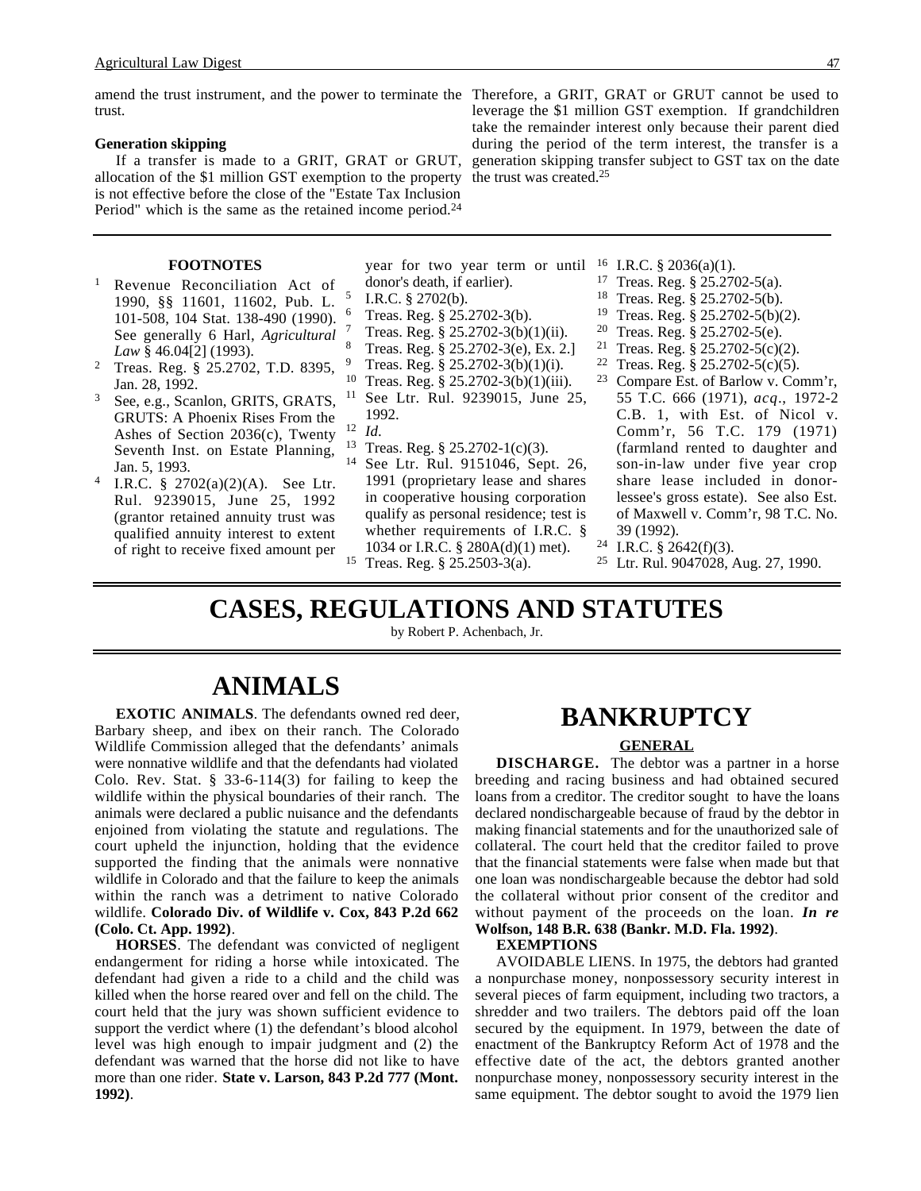amend the trust instrument, and the power to terminate the trust.

**Generation skipping**

If a transfer is made to a GRIT, GRAT or GRUT, allocation of the $1 million GST exemption to the property is not effective before the close of the "Estate Tax Inclusion Period" which is the same as the retained income period.[24] Therefore, a GRIT, GRAT or GRUT cannot be used to leverage the $1 million GST exemption. If grandchildren take the remainder interest only because their parent died during the period of the term interest, the transfer is a generation skipping transfer subject to GST tax on the date the trust was created.[25]

**FOOTNOTES**

1. Revenue Reconciliation Act of 1990, §§ 11601, 11602, Pub. L. 101-508, 104 Stat. 138-490 (1990). See generally 6 Harl, *Agricultural Law* § 46.04[2] (1993).
2. Treas. Reg. § 25.2702, T.D. 8395, Jan. 28, 1992.
3. See, e.g., Scanlon, GRITS, GRATS, GRUTS: A Phoenix Rises From the Ashes of Section 2036(c), Twenty Seventh Inst. on Estate Planning, Jan. 5, 1993.
4. I.R.C. § 2702(a)(2)(A). See Ltr. Rul. 9239015, June 25, 1992 (grantor retained annuity trust was qualified annuity interest to extent of right to receive fixed amount per year for two year term or until donor's death, if earlier).
5. I.R.C. § 2702(b).
6. Treas. Reg. § 25.2702-3(b).
7. Treas. Reg. § 25.2702-3(b)(1)(ii).
8. Treas. Reg. § 25.2702-3(e), Ex. 2.]
9. Treas. Reg. § 25.2702-3(b)(1)(i).
10. Treas. Reg. § 25.2702-3(b)(1)(iii).
11. See Ltr. Rul. 9239015, June 25, 1992.
12. *Id*.
13. Treas. Reg. § 25.2702-1(c)(3).
14. See Ltr. Rul. 9151046, Sept. 26, 1991 (proprietary lease and shares in cooperative housing corporation qualify as personal residence; test is whether requirements of I.R.C. § 1034 or I.R.C. § 280A(d)(1) met).
15. Treas. Reg. § 25.2503-3(a).
16. I.R.C. § 2036(a)(1).
17. Treas. Reg. § 25.2702-5(a).
18. Treas. Reg. § 25.2702-5(b).
19. Treas. Reg. § 25.2702-5(b)(2).
20. Treas. Reg. § 25.2702-5(e).
21. Treas. Reg. § 25.2702-5(c)(2).
22. Treas. Reg. § 25.2702-5(c)(5).
23. Compare Est. of Barlow v. Comm'r, 55 T.C. 666 (1971), *acq*., 1972-2 C.B. 1, with Est. of Nicol v. Comm'r, 56 T.C. 179 (1971) (farmland rented to daughter and son-in-law under five year crop share lease included in donor-lessee's gross estate). See also Est. of Maxwell v. Comm'r, 98 T.C. No. 39 (1992).
24. I.R.C. § 2642(f)(3).
25. Ltr. Rul. 9047028, Aug. 27, 1990.

# CASES, REGULATIONS AND STATUTES

by Robert P. Achenbach, Jr.

## ANIMALS

**EXOTIC ANIMALS**. The defendants owned red deer, Barbary sheep, and ibex on their ranch. The Colorado Wildlife Commission alleged that the defendants' animals were nonnative wildlife and that the defendants had violated Colo. Rev. Stat. § 33-6-114(3) for failing to keep the wildlife within the physical boundaries of their ranch. The animals were declared a public nuisance and the defendants enjoined from violating the statute and regulations. The court upheld the injunction, holding that the evidence supported the finding that the animals were nonnative wildlife in Colorado and that the failure to keep the animals within the ranch was a detriment to native Colorado wildlife. **Colorado Div. of Wildlife v. Cox, 843 P.2d 662 (Colo. Ct. App. 1992)**.

**HORSES**. The defendant was convicted of negligent endangerment for riding a horse while intoxicated. The defendant had given a ride to a child and the child was killed when the horse reared over and fell on the child. The court held that the jury was shown sufficient evidence to support the verdict where (1) the defendant's blood alcohol level was high enough to impair judgment and (2) the defendant was warned that the horse did not like to have more than one rider. **State v. Larson, 843 P.2d 777 (Mont. 1992)**.

## BANKRUPTCY

**GENERAL**

**DISCHARGE.** The debtor was a partner in a horse breeding and racing business and had obtained secured loans from a creditor. The creditor sought to have the loans declared nondischargeable because of fraud by the debtor in making financial statements and for the unauthorized sale of collateral. The court held that the creditor failed to prove that the financial statements were false when made but that one loan was nondischargeable because the debtor had sold the collateral without prior consent of the creditor and without payment of the proceeds on the loan. ***In re* Wolfson, 148 B.R. 638 (Bankr. M.D. Fla. 1992)**.

**EXEMPTIONS**

AVOIDABLE LIENS. In 1975, the debtors had granted a nonpurchase money, nonpossessory security interest in several pieces of farm equipment, including two tractors, a shredder and two trailers. The debtors paid off the loan secured by the equipment. In 1979, between the date of enactment of the Bankruptcy Reform Act of 1978 and the effective date of the act, the debtors granted another nonpurchase money, nonpossessory security interest in the same equipment. The debtor sought to avoid the 1979 lien